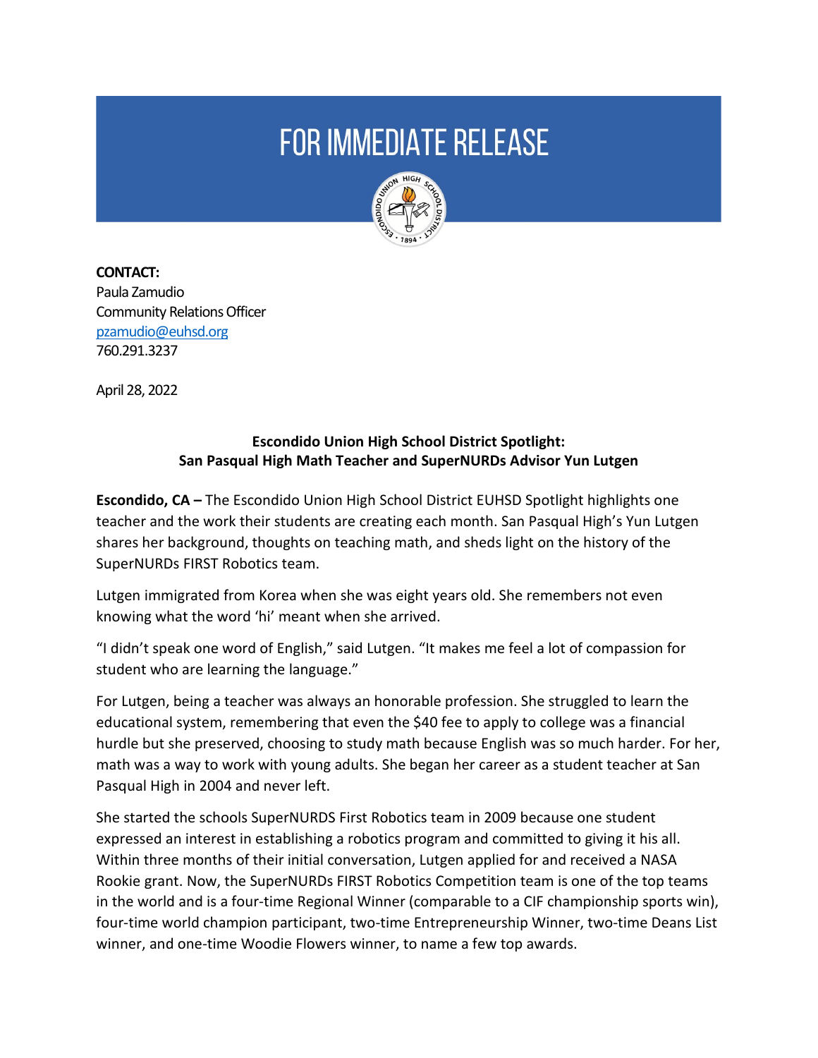# FOR IMMEDIATE RELEASE

**CONTACT:**
Paula Zamudio
Community Relations Officer
pzamudio@euhsd.org
760.291.3237

April 28, 2022

**Escondido Union High School District Spotlight:**
**San Pasqual High Math Teacher and SuperNURDs Advisor Yun Lutgen**

**Escondido, CA –** The Escondido Union High School District EUHSD Spotlight highlights one teacher and the work their students are creating each month. San Pasqual High's Yun Lutgen shares her background, thoughts on teaching math, and sheds light on the history of the SuperNURDs FIRST Robotics team.

Lutgen immigrated from Korea when she was eight years old. She remembers not even knowing what the word 'hi' meant when she arrived.

"I didn't speak one word of English," said Lutgen. "It makes me feel a lot of compassion for student who are learning the language."

For Lutgen, being a teacher was always an honorable profession. She struggled to learn the educational system, remembering that even the $40 fee to apply to college was a financial hurdle but she preserved, choosing to study math because English was so much harder. For her, math was a way to work with young adults. She began her career as a student teacher at San Pasqual High in 2004 and never left.

She started the schools SuperNURDS First Robotics team in 2009 because one student expressed an interest in establishing a robotics program and committed to giving it his all. Within three months of their initial conversation, Lutgen applied for and received a NASA Rookie grant. Now, the SuperNURDs FIRST Robotics Competition team is one of the top teams in the world and is a four-time Regional Winner (comparable to a CIF championship sports win), four-time world champion participant, two-time Entrepreneurship Winner, two-time Deans List winner, and one-time Woodie Flowers winner, to name a few top awards.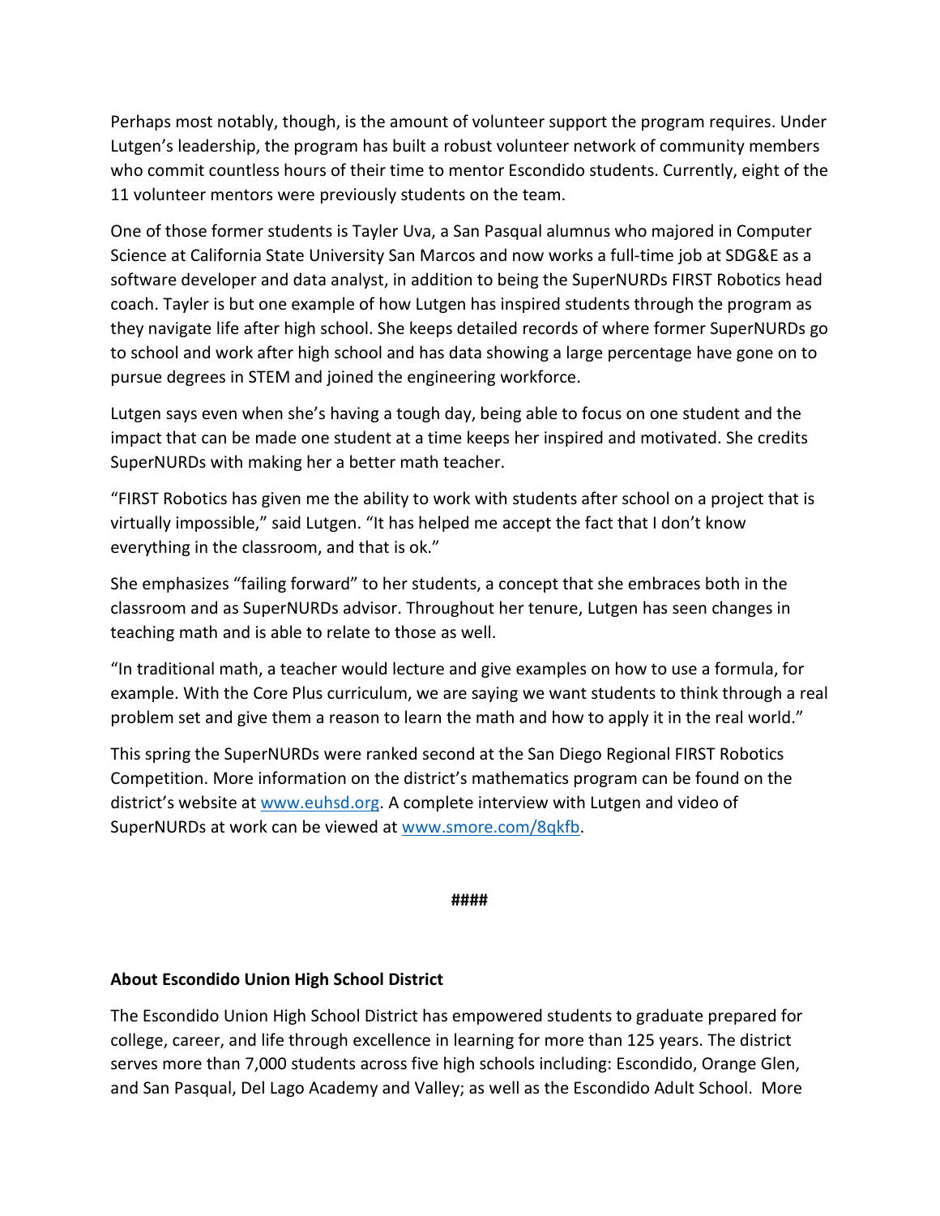Perhaps most notably, though, is the amount of volunteer support the program requires. Under Lutgen's leadership, the program has built a robust volunteer network of community members who commit countless hours of their time to mentor Escondido students. Currently, eight of the 11 volunteer mentors were previously students on the team.

One of those former students is Tayler Uva, a San Pasqual alumnus who majored in Computer Science at California State University San Marcos and now works a full-time job at SDG&E as a software developer and data analyst, in addition to being the SuperNURDs FIRST Robotics head coach. Tayler is but one example of how Lutgen has inspired students through the program as they navigate life after high school. She keeps detailed records of where former SuperNURDs go to school and work after high school and has data showing a large percentage have gone on to pursue degrees in STEM and joined the engineering workforce.

Lutgen says even when she's having a tough day, being able to focus on one student and the impact that can be made one student at a time keeps her inspired and motivated. She credits SuperNURDs with making her a better math teacher.

"FIRST Robotics has given me the ability to work with students after school on a project that is virtually impossible," said Lutgen. "It has helped me accept the fact that I don't know everything in the classroom, and that is ok."

She emphasizes "failing forward" to her students, a concept that she embraces both in the classroom and as SuperNURDs advisor. Throughout her tenure, Lutgen has seen changes in teaching math and is able to relate to those as well.

"In traditional math, a teacher would lecture and give examples on how to use a formula, for example. With the Core Plus curriculum, we are saying we want students to think through a real problem set and give them a reason to learn the math and how to apply it in the real world."

This spring the SuperNURDs were ranked second at the San Diego Regional FIRST Robotics Competition. More information on the district's mathematics program can be found on the district's website at [www.euhsd.org](http://www.euhsd.org). A complete interview with Lutgen and video of SuperNURDs at work can be viewed at [www.smore.com/8qkfb](http://www.smore.com/8qkfb).

####

**About Escondido Union High School District**

The Escondido Union High School District has empowered students to graduate prepared for college, career, and life through excellence in learning for more than 125 years. The district serves more than 7,000 students across five high schools including: Escondido, Orange Glen, and San Pasqual, Del Lago Academy and Valley; as well as the Escondido Adult School. More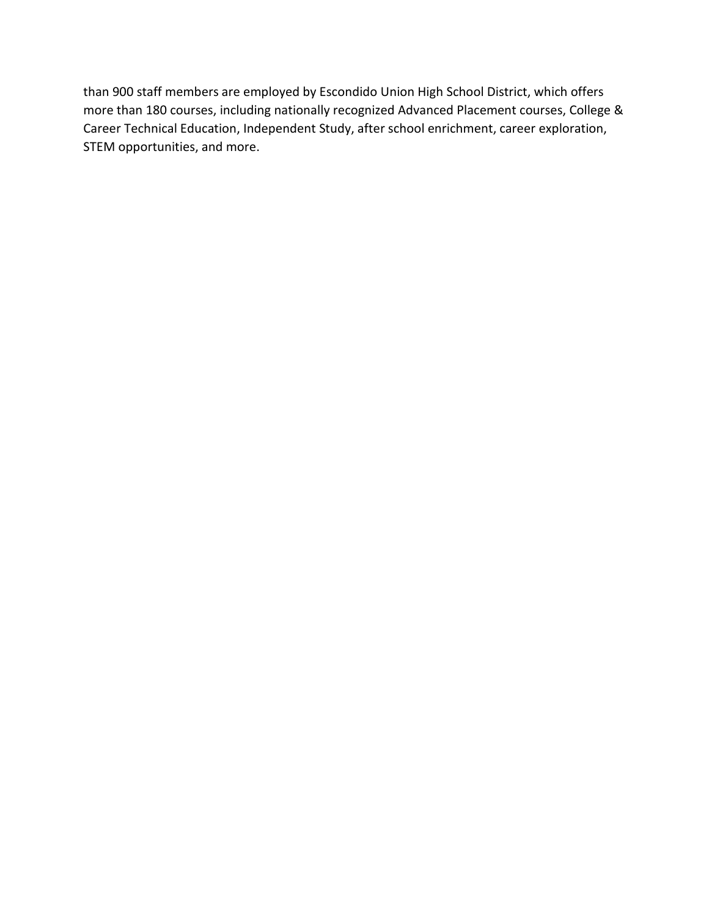than 900 staff members are employed by Escondido Union High School District, which offers more than 180 courses, including nationally recognized Advanced Placement courses, College & Career Technical Education, Independent Study, after school enrichment, career exploration, STEM opportunities, and more.